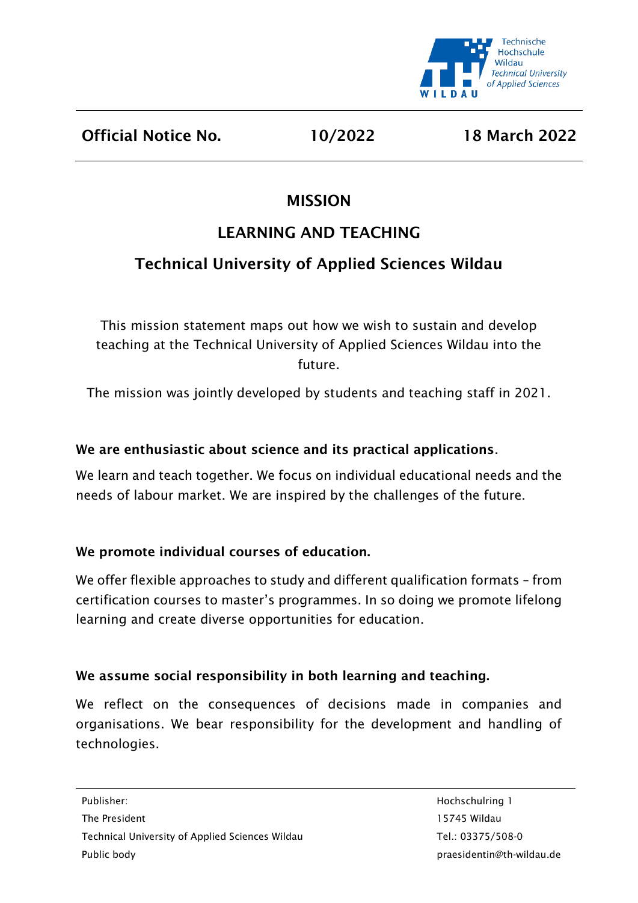**Official Notice No. 10/2022 18 March 2022**

# MISSION

## LEARNING AND TEACHING

## Technical University of Applied Sciences Wildau

This mission statement maps out how we wish to sustain and develop teaching at the Technical University of Applied Sciences Wildau into the future.

The mission was jointly developed by students and teaching staff in 2021.

**We are enthusiastic about science and its practical applications**.

We learn and teach together. We focus on individual educational needs and the needs of labour market. We are inspired by the challenges of the future.

**We promote individual courses of education.**

We offer flexible approaches to study and different qualification formats – from certification courses to master's programmes. In so doing we promote lifelong learning and create diverse opportunities for education.

**We assume social responsibility in both learning and teaching.**

We reflect on the consequences of decisions made in companies and organisations. We bear responsibility for the development and handling of technologies.

---

Publisher:
The President
Technical University of Applied Sciences Wildau
Public body

Hochschulring 1
15745 Wildau
Tel.: 03375/508-0
praesidentin@th-wildau.de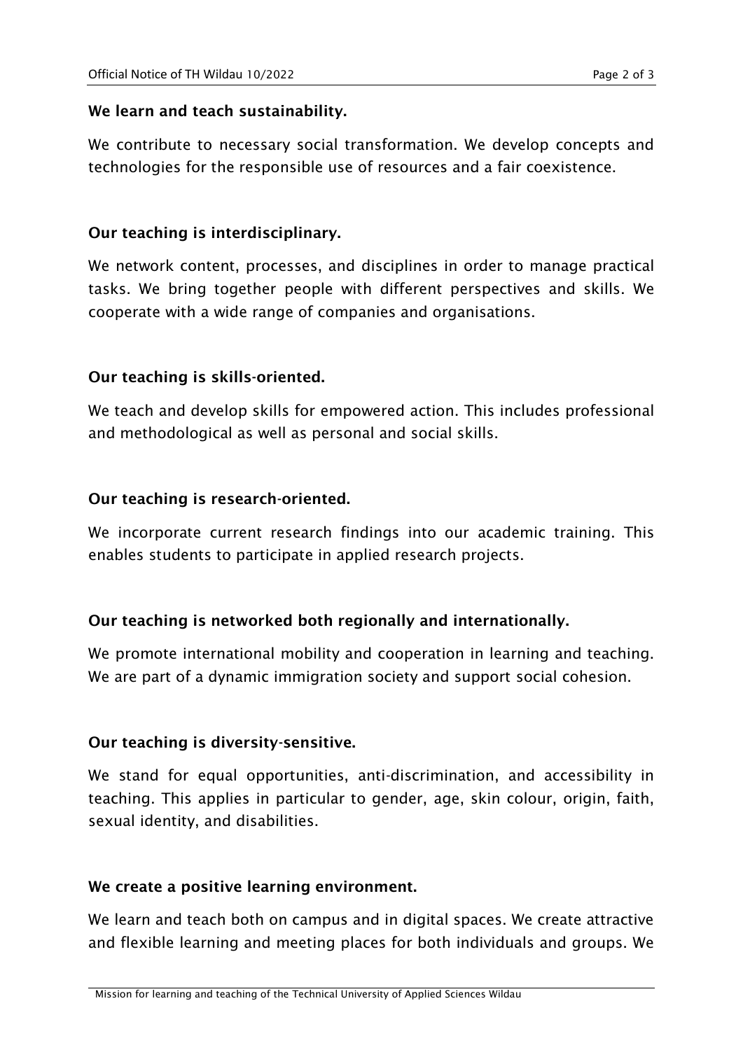**We learn and teach sustainability.**

We contribute to necessary social transformation. We develop concepts and technologies for the responsible use of resources and a fair coexistence.

**Our teaching is interdisciplinary.**

We network content, processes, and disciplines in order to manage practical tasks. We bring together people with different perspectives and skills. We cooperate with a wide range of companies and organisations.

**Our teaching is skills-oriented.**

We teach and develop skills for empowered action. This includes professional and methodological as well as personal and social skills.

**Our teaching is research-oriented.**

We incorporate current research findings into our academic training. This enables students to participate in applied research projects.

**Our teaching is networked both regionally and internationally.**

We promote international mobility and cooperation in learning and teaching. We are part of a dynamic immigration society and support social cohesion.

**Our teaching is diversity-sensitive.**

We stand for equal opportunities, anti-discrimination, and accessibility in teaching. This applies in particular to gender, age, skin colour, origin, faith, sexual identity, and disabilities.

**We create a positive learning environment.**

We learn and teach both on campus and in digital spaces. We create attractive and flexible learning and meeting places for both individuals and groups. We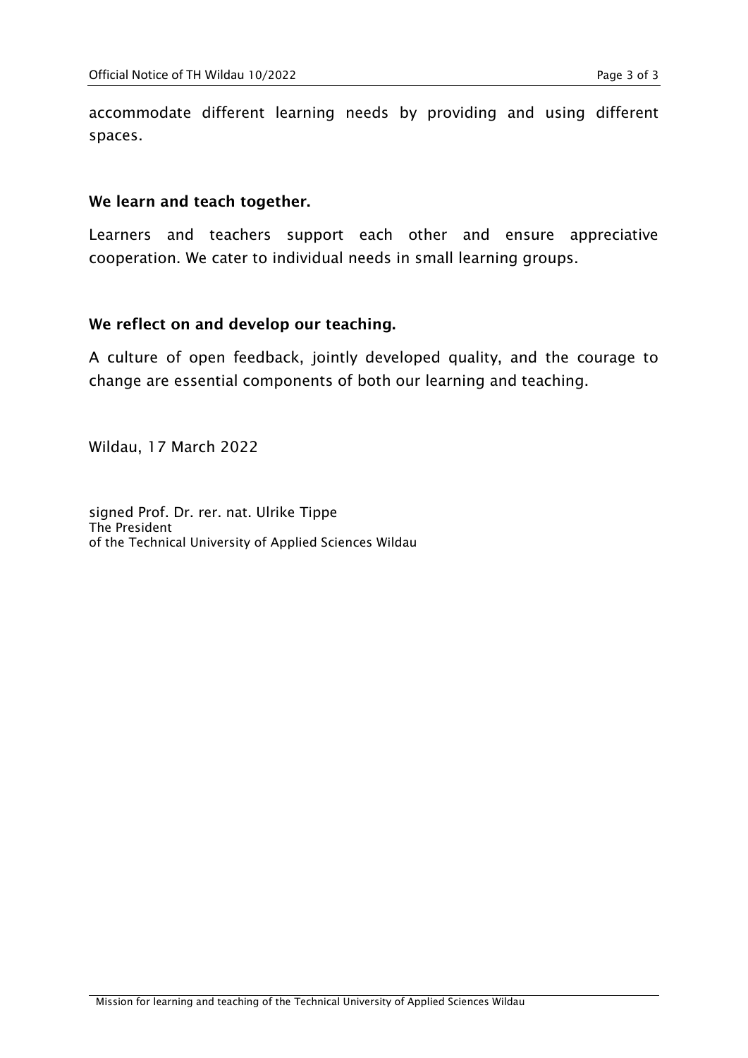accommodate different learning needs by providing and using different spaces.

**We learn and teach together.**

Learners and teachers support each other and ensure appreciative cooperation. We cater to individual needs in small learning groups.

**We reflect on and develop our teaching.**

A culture of open feedback, jointly developed quality, and the courage to change are essential components of both our learning and teaching.

Wildau, 17 March 2022

signed Prof. Dr. rer. nat. Ulrike Tippe
The President
of the Technical University of Applied Sciences Wildau